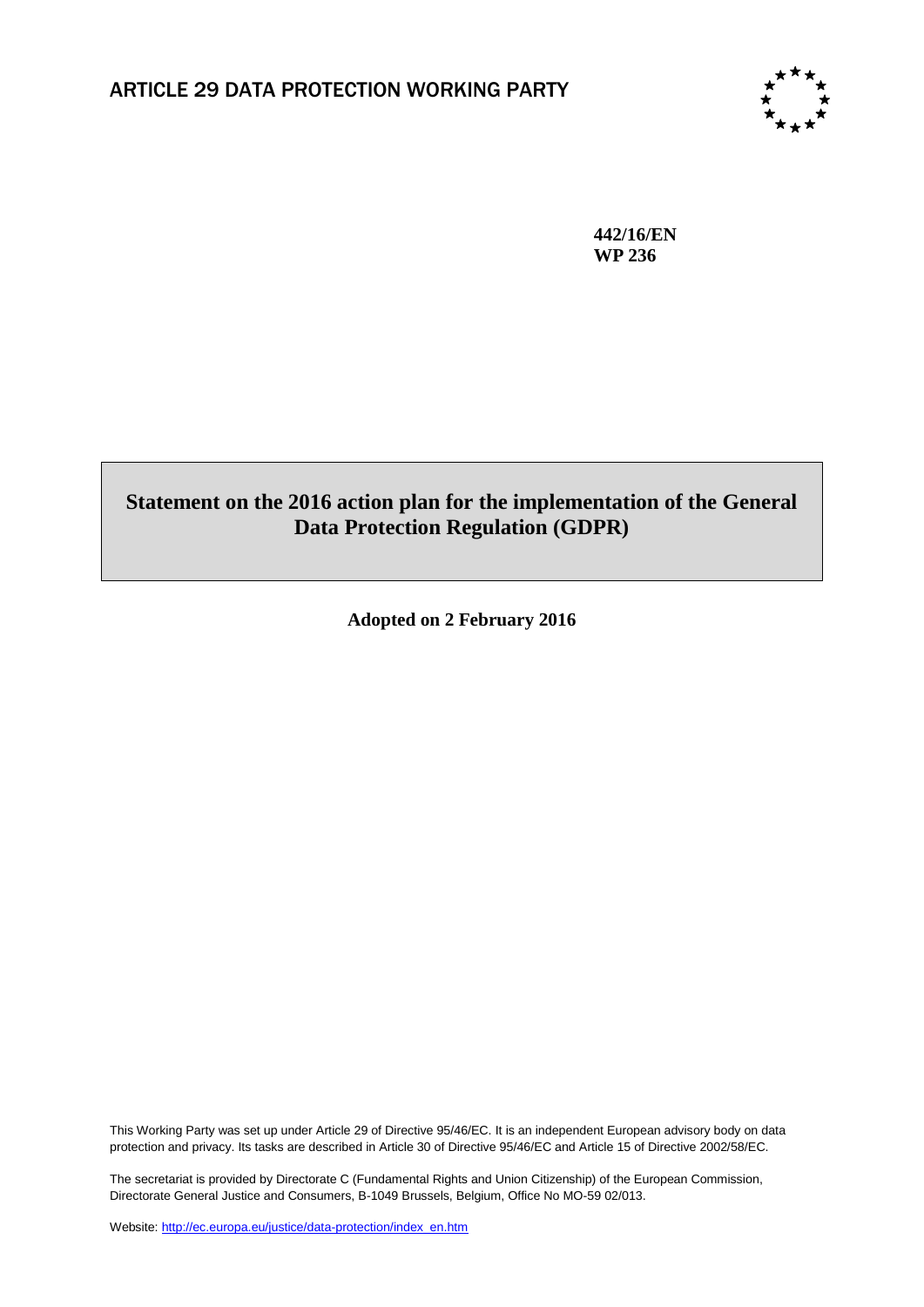ARTICLE 29 DATA PROTECTION WORKING PARTY

**442/16/EN**
**WP 236**

# Statement on the 2016 action plan for the implementation of the General Data Protection Regulation (GDPR)

**Adopted on 2 February 2016**

This Working Party was set up under Article 29 of Directive 95/46/EC. It is an independent European advisory body on data protection and privacy. Its tasks are described in Article 30 of Directive 95/46/EC and Article 15 of Directive 2002/58/EC.

The secretariat is provided by Directorate C (Fundamental Rights and Union Citizenship) of the European Commission, Directorate General Justice and Consumers, B-1049 Brussels, Belgium, Office No MO-59 02/013.

Website: http://ec.europa.eu/justice/data-protection/index_en.htm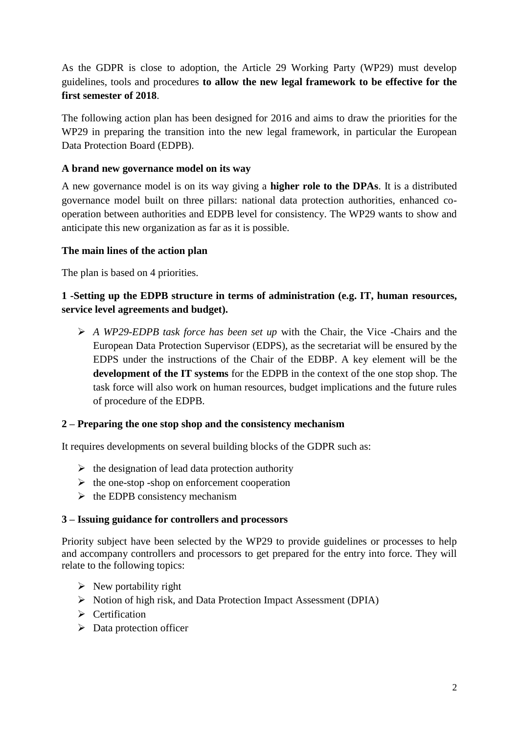As the GDPR is close to adoption, the Article 29 Working Party (WP29) must develop guidelines, tools and procedures **to allow the new legal framework to be effective for the first semester of 2018**.

The following action plan has been designed for 2016 and aims to draw the priorities for the WP29 in preparing the transition into the new legal framework, in particular the European Data Protection Board (EDPB).

**A brand new governance model on its way**

A new governance model is on its way giving a **higher role to the DPAs**. It is a distributed governance model built on three pillars: national data protection authorities, enhanced co-operation between authorities and EDPB level for consistency. The WP29 wants to show and anticipate this new organization as far as it is possible.

**The main lines of the action plan**

The plan is based on 4 priorities.

**1 -Setting up the EDPB structure in terms of administration (e.g. IT, human resources, service level agreements and budget).**

- *A WP29-EDPB task force has been set up* with the Chair, the Vice -Chairs and the European Data Protection Supervisor (EDPS), as the secretariat will be ensured by the EDPS under the instructions of the Chair of the EDBP. A key element will be the **development of the IT systems** for the EDPB in the context of the one stop shop. The task force will also work on human resources, budget implications and the future rules of procedure of the EDPB.

**2 – Preparing the one stop shop and the consistency mechanism**

It requires developments on several building blocks of the GDPR such as:

- the designation of lead data protection authority
- the one-stop -shop on enforcement cooperation
- the EDPB consistency mechanism

**3 – Issuing guidance for controllers and processors**

Priority subject have been selected by the WP29 to provide guidelines or processes to help and accompany controllers and processors to get prepared for the entry into force. They will relate to the following topics:

- New portability right
- Notion of high risk, and Data Protection Impact Assessment (DPIA)
- Certification
- Data protection officer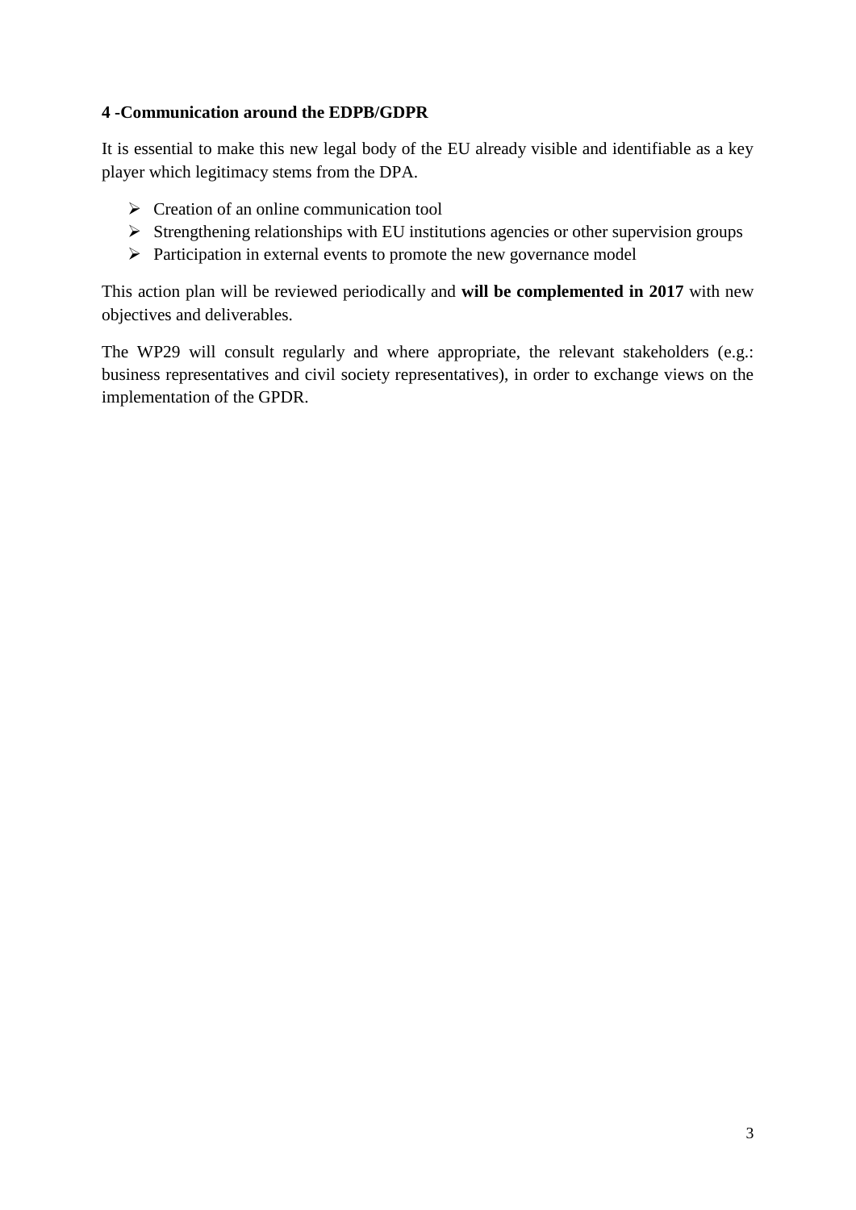#### 4 -Communication around the EDPB/GDPR

It is essential to make this new legal body of the EU already visible and identifiable as a key player which legitimacy stems from the DPA.

- Creation of an online communication tool
- Strengthening relationships with EU institutions agencies or other supervision groups
- Participation in external events to promote the new governance model

This action plan will be reviewed periodically and **will be complemented in 2017** with new objectives and deliverables.

The WP29 will consult regularly and where appropriate, the relevant stakeholders (e.g.: business representatives and civil society representatives), in order to exchange views on the implementation of the GPDR.